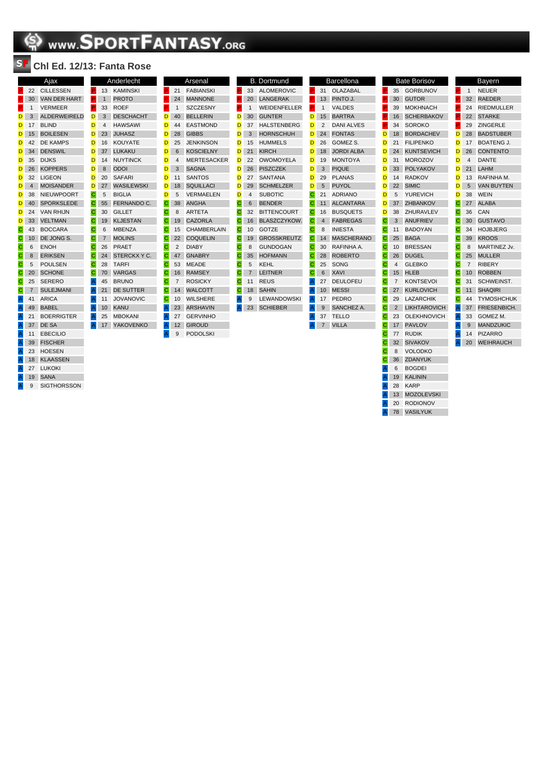## Chl Ed. 12/13: Fanta Rose

### Ajax

| Ruolo | N. | Giocatore |
|---|---|---|
| P | 22 | CILLESSEN |
| P | 30 | VAN DER HART |
| P | 1 | VERMEER |
| D | 3 | ALDERWEIRELD |
| D | 17 | BLIND |
| D | 15 | BOILESEN |
| D | 42 | DE KAMPS |
| D | 34 | DENSWIL |
| D | 35 | DIJKS |
| D | 26 | KOPPERS |
| D | 32 | LIGEON |
| D | 4 | MOISANDER |
| D | 38 | NIEUWPOORT |
| D | 40 | SPORKSLEDE |
| D | 24 | VAN RHIJN |
| D | 33 | VELTMAN |
| C | 43 | BOCCARA |
| C | 10 | DE JONG S. |
| C | 6 | ENOH |
| C | 8 | ERIKSEN |
| C | 5 | POULSEN |
| C | 20 | SCHONE |
| C | 25 | SERERO |
| C | 7 | SULEJMANI |
| A | 41 | ARICA |
| A | 49 | BABEL |
| A | 21 | BOERRIGTER |
| A | 37 | DE SA |
| A | 11 | EBECILIO |
| A | 39 | FISCHER |
| A | 23 | HOESEN |
| A | 18 | KLAASSEN |
| A | 27 | LUKOKI |
| A | 19 | SANA |
| A | 9 | SIGTHORSSON |

### Anderlecht

| Ruolo | N. | Giocatore |
|---|---|---|
| P | 13 | KAMINSKI |
| P | 1 | PROTO |
| P | 33 | ROEF |
| D | 3 | DESCHACHT |
| D | 4 | HAWSAWI |
| D | 23 | JUHASZ |
| D | 16 | KOUYATE |
| D | 37 | LUKAKU |
| D | 14 | NUYTINCK |
| D | 8 | ODOI |
| D | 20 | SAFARI |
| D | 27 | WASILEWSKI |
| C | 5 | BIGLIA |
| C | 55 | FERNANDO C. |
| C | 30 | GILLET |
| C | 19 | KLJESTAN |
| C | 6 | MBENZA |
| C | 7 | MOLINS |
| C | 26 | PRAET |
| C | 24 | STERCKX Y C. |
| C | 28 | TARFI |
| C | 70 | VARGAS |
| A | 45 | BRUNO |
| A | 21 | DE SUTTER |
| A | 11 | JOVANOVIC |
| A | 10 | KANU |
| A | 25 | MBOKANI |
| A | 17 | YAKOVENKO |

### Arsenal

| Ruolo | N. | Giocatore |
|---|---|---|
| P | 21 | FABIANSKI |
| P | 24 | MANNONE |
| P | 1 | SZCZESNY |
| D | 40 | BELLERIN |
| D | 44 | EASTMOND |
| D | 28 | GIBBS |
| D | 25 | JENKINSON |
| D | 6 | KOSCIELNY |
| D | 4 | MERTESACKER |
| D | 3 | SAGNA |
| D | 11 | SANTOS |
| D | 18 | SQUILLACI |
| D | 5 | VERMAELEN |
| C | 38 | ANGHA |
| C | 8 | ARTETA |
| C | 19 | CAZORLA |
| C | 15 | CHAMBERLAIN |
| C | 22 | COQUELIN |
| C | 2 | DIABY |
| C | 47 | GNABRY |
| C | 53 | MEADE |
| C | 16 | RAMSEY |
| C | 7 | ROSICKY |
| C | 14 | WALCOTT |
| C | 10 | WILSHERE |
| A | 23 | ARSHAVIN |
| A | 27 | GERVINHO |
| A | 12 | GIROUD |
| A | 9 | PODOLSKI |

### B. Dortmund

| Ruolo | N. | Giocatore |
|---|---|---|
| P | 33 | ALOMEROVIC |
| P | 20 | LANGERAK |
| P | 1 | WEIDENFELLER |
| D | 30 | GUNTER |
| D | 37 | HALSTENBERG |
| D | 3 | HORNSCHUH |
| D | 15 | HUMMELS |
| D | 21 | KIRCH |
| D | 22 | OWOMOYELA |
| D | 26 | PISZCZEK |
| D | 27 | SANTANA |
| D | 29 | SCHMELZER |
| D | 4 | SUBOTIC |
| C | 6 | BENDER |
| C | 32 | BITTENCOURT |
| C | 16 | BLASZCZYKOW. |
| C | 10 | GOTZE |
| C | 19 | GROSSKREUTZ |
| C | 8 | GUNDOGAN |
| C | 35 | HOFMANN |
| C | 5 | KEHL |
| C | 7 | LEITNER |
| C | 11 | REUS |
| C | 18 | SAHIN |
| A | 9 | LEWANDOWSKI |
| A | 23 | SCHIEBER |

### Barcellona

| Ruolo | N. | Giocatore |
|---|---|---|
| P | 31 | OLAZABAL |
| P | 13 | PINTO J. |
| P | 1 | VALDES |
| D | 15 | BARTRA |
| D | 2 | DANI ALVES |
| D | 24 | FONTAS |
| D | 26 | GOMEZ S. |
| D | 18 | JORDI ALBA |
| D | 19 | MONTOYA |
| D | 3 | PIQUE |
| D | 29 | PLANAS |
| D | 5 | PUYOL |
| C | 21 | ADRIANO |
| C | 11 | ALCANTARA |
| C | 16 | BUSQUETS |
| C | 4 | FABREGAS |
| C | 8 | INIESTA |
| C | 14 | MASCHERANO |
| C | 30 | RAFINHA A. |
| C | 28 | ROBERTO |
| C | 25 | SONG |
| C | 6 | XAVI |
| A | 27 | DEULOFEU |
| A | 10 | MESSI |
| A | 17 | PEDRO |
| A | 9 | SANCHEZ A. |
| A | 37 | TELLO |
| A | 7 | VILLA |

### Bate Borisov

| Ruolo | N. | Giocatore |
|---|---|---|
| P | 35 | GORBUNOV |
| P | 30 | GUTOR |
| P | 39 | MOKHNACH |
| P | 16 | SCHERBAKOV |
| P | 34 | SOROKO |
| D | 21 | FILIPENKO |
| D | 24 | KUNTSEVICH |
| D | 31 | MOROZOV |
| D | 33 | POLYAKOV |
| D | 14 | RADKOV |
| D | 18 | BORDACHEV |
| D | 22 | SIMIC |
| D | 5 | YUREVICH |
| D | 37 | ZHBANKOV |
| D | 38 | ZHURAVLEV |
| C | 3 | ANUFRIEV |
| C | 11 | BADOYAN |
| C | 25 | BAGA |
| C | 10 | BRESSAN |
| C | 26 | DUGEL |
| C | 4 | GLEBKO |
| C | 15 | HLEB |
| C | 7 | KONTSEVOI |
| C | 27 | KURLOVICH |
| C | 29 | LAZARCHIK |
| C | 2 | LIKHTAROVICH |
| C | 23 | OLEKHNOVICH |
| C | 17 | PAVLOV |
| C | 77 | RUDIK |
| C | 32 | SIVAKOV |
| C | 8 | VOLODKO |
| C | 36 | ZDANYUK |
| A | 6 | BOGDEI |
| A | 19 | KALININ |
| A | 28 | KARP |
| A | 13 | MOZOLEVSKI |
| A | 20 | RODIONOV |
| A | 78 | VASILYUK |

### Bayern

| Ruolo | N. | Giocatore |
|---|---|---|
| P | 1 | NEUER |
| P | 32 | RAEDER |
| P | 24 | RIEDMULLER |
| P | 22 | STARKE |
| P | 29 | ZINGERLE |
| D | 28 | BADSTUBER |
| D | 17 | BOATENG J. |
| D | 26 | CONTENTO |
| D | 4 | DANTE |
| D | 21 | LAHM |
| D | 13 | RAFINHA M. |
| D | 5 | VAN BUYTEN |
| D | 38 | WEIN |
| C | 27 | ALABA |
| C | 36 | CAN |
| C | 30 | GUSTAVO |
| C | 34 | HOJBJERG |
| C | 39 | KROOS |
| C | 8 | MARTINEZ Jv. |
| C | 25 | MULLER |
| C | 7 | RIBERY |
| C | 10 | ROBBEN |
| C | 31 | SCHWEINST. |
| C | 11 | SHAQIRI |
| C | 44 | TYMOSHCHUK |
| A | 37 | FRIESENBICH. |
| A | 33 | GOMEZ M. |
| A | 9 | MANDZUKIC |
| A | 14 | PIZARRO |
| A | 20 | WEIHRAUCH |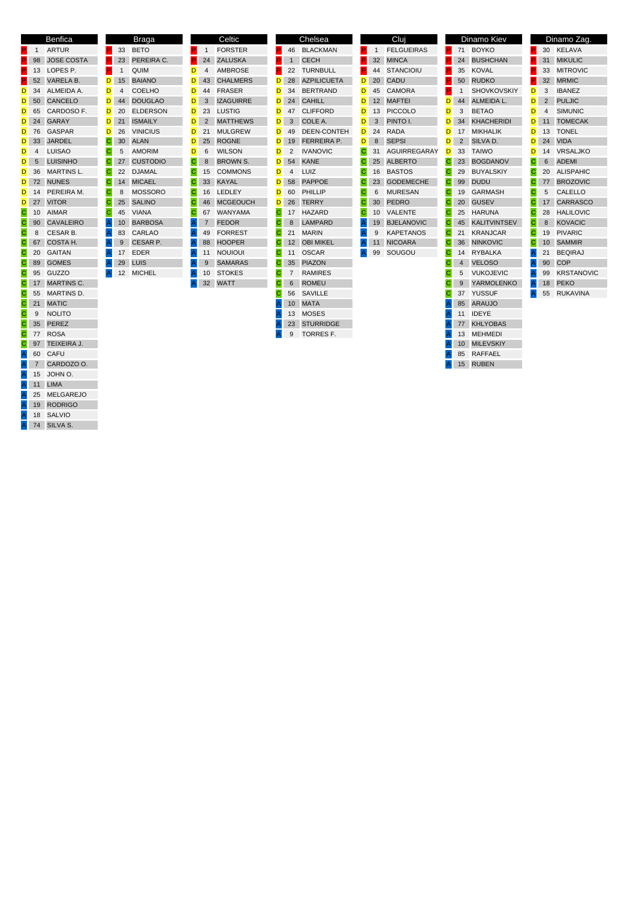## Benfica

| Pos | No | Name |
|---|---|---|
| P | 1 | ARTUR |
| P | 98 | JOSE COSTA |
| P | 13 | LOPES P. |
| P | 52 | VARELA B. |
| D | 34 | ALMEIDA A. |
| D | 50 | CANCELO |
| D | 65 | CARDOSO F. |
| D | 24 | GARAY |
| D | 76 | GASPAR |
| D | 33 | JARDEL |
| D | 4 | LUISAO |
| D | 5 | LUISINHO |
| D | 36 | MARTINS L. |
| D | 72 | NUNES |
| D | 14 | PEREIRA M. |
| D | 27 | VITOR |
| C | 10 | AIMAR |
| C | 90 | CAVALEIRO |
| C | 8 | CESAR B. |
| C | 67 | COSTA H. |
| C | 20 | GAITAN |
| C | 89 | GOMES |
| C | 95 | GUZZO |
| C | 17 | MARTINS C. |
| C | 55 | MARTINS D. |
| C | 21 | MATIC |
| C | 9 | NOLITO |
| C | 35 | PEREZ |
| C | 77 | ROSA |
| C | 97 | TEIXEIRA J. |
| A | 60 | CAFU |
| A | 7 | CARDOZO O. |
| A | 15 | JOHN O. |
| A | 11 | LIMA |
| A | 25 | MELGAREJO |
| A | 19 | RODRIGO |
| A | 18 | SALVIO |
| A | 74 | SILVA S. |

## Braga

| Pos | No | Name |
|---|---|---|
| P | 33 | BETO |
| P | 23 | PEREIRA C. |
| P | 1 | QUIM |
| D | 15 | BAIANO |
| D | 4 | COELHO |
| D | 44 | DOUGLAO |
| D | 20 | ELDERSON |
| D | 21 | ISMAILY |
| D | 26 | VINICIUS |
| C | 30 | ALAN |
| C | 5 | AMORIM |
| C | 27 | CUSTODIO |
| C | 22 | DJAMAL |
| C | 14 | MICAEL |
| C | 8 | MOSSORO |
| C | 25 | SALINO |
| C | 45 | VIANA |
| A | 10 | BARBOSA |
| A | 83 | CARLAO |
| A | 9 | CESAR P. |
| A | 17 | EDER |
| A | 29 | LUIS |
| A | 12 | MICHEL |

## Celtic

| Pos | No | Name |
|---|---|---|
| P | 1 | FORSTER |
| P | 24 | ZALUSKA |
| D | 4 | AMBROSE |
| D | 43 | CHALMERS |
| D | 44 | FRASER |
| D | 3 | IZAGUIRRE |
| D | 23 | LUSTIG |
| D | 2 | MATTHEWS |
| D | 21 | MULGREW |
| D | 25 | ROGNE |
| D | 6 | WILSON |
| C | 8 | BROWN S. |
| C | 15 | COMMONS |
| C | 33 | KAYAL |
| C | 16 | LEDLEY |
| C | 46 | MCGEOUCH |
| C | 67 | WANYAMA |
| A | 7 | FEDOR |
| A | 49 | FORREST |
| A | 88 | HOOPER |
| A | 11 | NOUIOUI |
| A | 9 | SAMARAS |
| A | 10 | STOKES |
| A | 32 | WATT |

## Chelsea

| Pos | No | Name |
|---|---|---|
| P | 46 | BLACKMAN |
| P | 1 | CECH |
| P | 22 | TURNBULL |
| D | 28 | AZPILICUETA |
| D | 34 | BERTRAND |
| D | 24 | CAHILL |
| D | 47 | CLIFFORD |
| D | 3 | COLE A. |
| D | 49 | DEEN-CONTEH |
| D | 19 | FERREIRA P. |
| D | 2 | IVANOVIC |
| D | 54 | KANE |
| D | 4 | LUIZ |
| D | 58 | PAPPOE |
| D | 60 | PHILLIP |
| D | 26 | TERRY |
| C | 17 | HAZARD |
| C | 8 | LAMPARD |
| C | 21 | MARIN |
| C | 12 | OBI MIKEL |
| C | 11 | OSCAR |
| C | 35 | PIAZON |
| C | 7 | RAMIRES |
| C | 6 | ROMEU |
| C | 56 | SAVILLE |
| A | 10 | MATA |
| A | 13 | MOSES |
| A | 23 | STURRIDGE |
| A | 9 | TORRES F. |

## Cluj

| Pos | No | Name |
|---|---|---|
| P | 1 | FELGUEIRAS |
| P | 32 | MINCA |
| P | 44 | STANCIOIU |
| D | 20 | CADU |
| D | 45 | CAMORA |
| D | 12 | MAFTEI |
| D | 13 | PICCOLO |
| D | 3 | PINTO I. |
| D | 24 | RADA |
| D | 8 | SEPSI |
| C | 31 | AGUIRREGARAY |
| C | 25 | ALBERTO |
| C | 16 | BASTOS |
| C | 23 | GODEMECHE |
| C | 6 | MURESAN |
| C | 30 | PEDRO |
| C | 10 | VALENTE |
| A | 19 | BJELANOVIC |
| A | 9 | KAPETANOS |
| A | 11 | NICOARA |
| A | 99 | SOUGOU |

## Dinamo Kiev

| Pos | No | Name |
|---|---|---|
| P | 71 | BOYKO |
| P | 24 | BUSHCHAN |
| P | 35 | KOVAL |
| P | 50 | RUDKO |
| P | 1 | SHOVKOVSKIY |
| D | 44 | ALMEIDA L. |
| D | 3 | BETAO |
| D | 34 | KHACHERIDI |
| D | 17 | MIKHALIK |
| D | 2 | SILVA D. |
| D | 33 | TAIWO |
| C | 23 | BOGDANOV |
| C | 29 | BUYALSKIY |
| C | 99 | DUDU |
| C | 19 | GARMASH |
| C | 20 | GUSEV |
| C | 25 | HARUNA |
| C | 45 | KALITVINTSEV |
| C | 21 | KRANJCAR |
| C | 36 | NINKOVIC |
| C | 14 | RYBALKA |
| C | 4 | VELOSO |
| C | 5 | VUKOJEVIC |
| C | 9 | YARMOLENKO |
| C | 37 | YUSSUF |
| A | 85 | ARAUJO |
| A | 11 | IDEYE |
| A | 77 | KHLYOBAS |
| A | 13 | MEHMEDI |
| A | 10 | MILEVSKIY |
| A | 85 | RAFFAEL |
| A | 15 | RUBEN |

## Dinamo Zag.

| Pos | No | Name |
|---|---|---|
| P | 30 | KELAVA |
| P | 31 | MIKULIC |
| P | 33 | MITROVIC |
| P | 32 | MRMIC |
| D | 3 | IBANEZ |
| D | 2 | PULJIC |
| D | 4 | SIMUNIC |
| D | 11 | TOMECAK |
| D | 13 | TONEL |
| D | 24 | VIDA |
| D | 14 | VRSALJKO |
| C | 6 | ADEMI |
| C | 20 | ALISPAHIC |
| C | 77 | BROZOVIC |
| C | 5 | CALELLO |
| C | 17 | CARRASCO |
| C | 28 | HALILOVIC |
| C | 8 | KOVACIC |
| C | 19 | PIVARIC |
| C | 10 | SAMMIR |
| A | 21 | BEQIRAJ |
| A | 90 | COP |
| A | 99 | KRSTANOVIC |
| A | 18 | PEKO |
| A | 55 | RUKAVINA |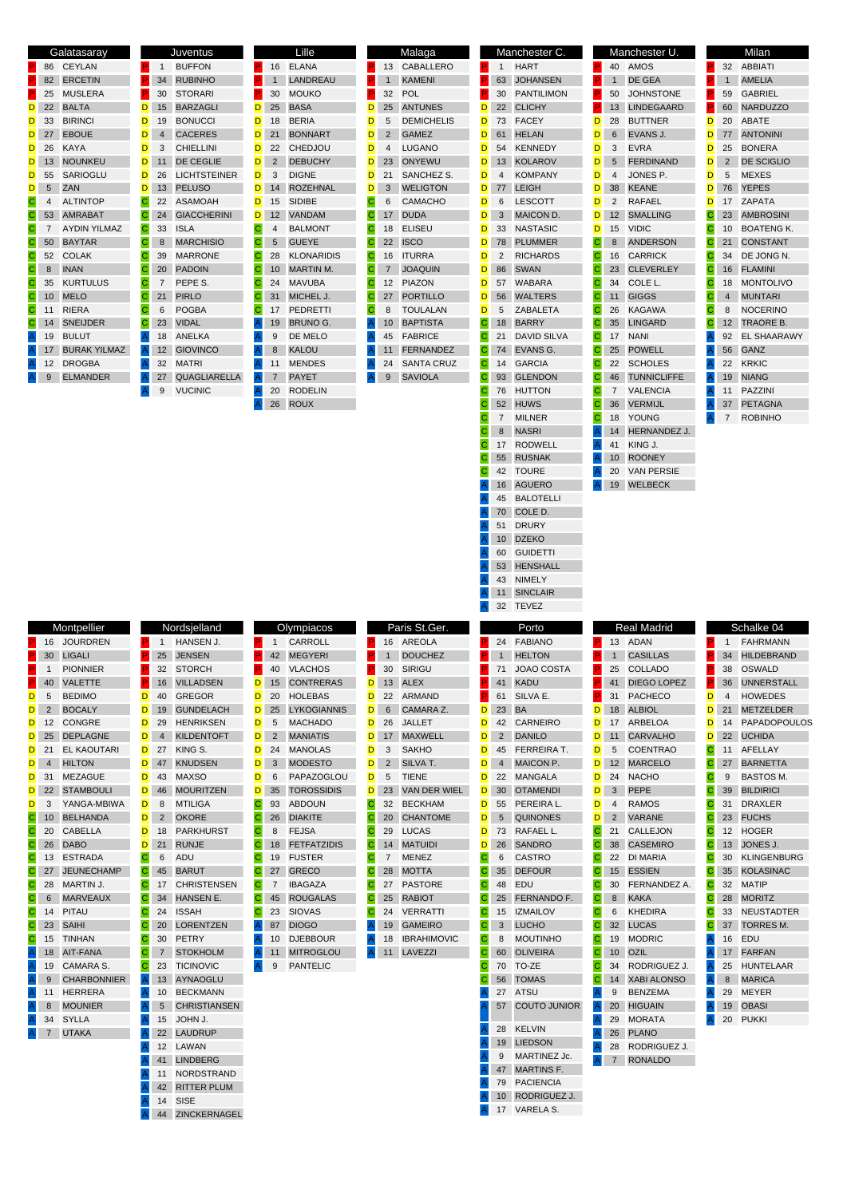## Galatasaray

| Pos | No | Name |
|---|---|---|
| P | 86 | CEYLAN |
| P | 82 | ERCETIN |
| P | 25 | MUSLERA |
| D | 22 | BALTA |
| D | 33 | BIRINCI |
| D | 27 | EBOUE |
| D | 26 | KAYA |
| D | 13 | NOUNKEU |
| D | 55 | SARIOGLU |
| D | 5 | ZAN |
| C | 4 | ALTINTOP |
| C | 53 | AMRABAT |
| C | 7 | AYDIN YILMAZ |
| C | 50 | BAYTAR |
| C | 52 | COLAK |
| C | 8 | INAN |
| C | 35 | KURTULUS |
| C | 10 | MELO |
| C | 11 | RIERA |
| C | 18 | SNEIJDER |
| A | 19 | BULUT |
| A | 17 | BURAK YILMAZ |
| A | 12 | DROGBA |
| A | 9 | ELMANDER |

## Juventus

| Pos | No | Name |
|---|---|---|
| P | 1 | BUFFON |
| P | 34 | RUBINHO |
| P | 30 | STORARI |
| D | 15 | BARZAGLI |
| D | 19 | BONUCCI |
| D | 4 | CACERES |
| D | 3 | CHIELLINI |
| D | 11 | DE CEGLIE |
| D | 26 | LICHTSTEINER |
| D | 13 | PELUSO |
| C | 22 | ASAMOAH |
| C | 24 | GIACCHERINI |
| C | 33 | ISLA |
| C | 8 | MARCHISIO |
| C | 39 | MARRONE |
| C | 20 | PADOIN |
| C | 7 | PEPE S. |
| C | 21 | PIRLO |
| C | 6 | POGBA |
| C | 23 | VIDAL |
| A | 18 | ANELKA |
| A | 12 | GIOVINCO |
| A | 32 | MATRI |
| A | 27 | QUAGLIARELLA |
| A | 9 | VUCINIC |

## Lille

| Pos | No | Name |
|---|---|---|
| P | 16 | ELANA |
| P | 1 | LANDREAU |
| P | 30 | MOUKO |
| D | 25 | BASA |
| D | 18 | BERIA |
| D | 21 | BONNART |
| D | 22 | CHEDJOU |
| D | 2 | DEBUCHY |
| D | 3 | DIGNE |
| D | 14 | ROZEHNAL |
| D | 15 | SIDIBE |
| D | 12 | VANDAM |
| C | 4 | BALMONT |
| C | 5 | GUEYE |
| C | 28 | KLONARIDIS |
| C | 10 | MARTIN M. |
| C | 24 | MAVUBA |
| C | 31 | MICHEL J. |
| C | 17 | PEDRETTI |
| A | 19 | BRUNO G. |
| A | 9 | DE MELO |
| A | 8 | KALOU |
| A | 11 | MENDES |
| A | 7 | PAYET |
| A | 20 | RODELIN |
| A | 26 | ROUX |

## Malaga

| Pos | No | Name |
|---|---|---|
| P | 13 | CABALLERO |
| P | 1 | KAMENI |
| P | 32 | POL |
| D | 25 | ANTUNES |
| D | 5 | DEMICHELIS |
| D | 2 | GAMEZ |
| D | 4 | LUGANO |
| D | 23 | ONYEWU |
| D | 21 | SANCHEZ S. |
| D | 3 | WELIGTON |
| C | 6 | CAMACHO |
| C | 17 | DUDA |
| C | 18 | ELISEU |
| C | 22 | ISCO |
| C | 16 | ITURRA |
| C | 7 | JOAQUIN |
| C | 12 | PIAZON |
| C | 27 | PORTILLO |
| C | 8 | TOULALAN |
| A | 10 | BAPTISTA |
| A | 45 | FABRICE |
| A | 11 | FERNANDEZ |
| A | 24 | SANTA CRUZ |
| A | 9 | SAVIOLA |

## Manchester C.

| Pos | No | Name |
|---|---|---|
| P | 1 | HART |
| P | 63 | JOHANSEN |
| P | 30 | PANTILIMON |
| D | 22 | CLICHY |
| D | 73 | FACEY |
| D | 61 | HELAN |
| D | 54 | KENNEDY |
| D | 13 | KOLAROV |
| D | 4 | KOMPANY |
| D | 77 | LEIGH |
| D | 6 | LESCOTT |
| D | 3 | MAICON D. |
| D | 33 | NASTASIC |
| D | 78 | PLUMMER |
| D | 2 | RICHARDS |
| D | 86 | SWAN |
| D | 57 | WABARA |
| D | 56 | WALTERS |
| D | 5 | ZABALETA |
| C | 18 | BARRY |
| C | 21 | DAVID SILVA |
| C | 74 | EVANS G. |
| C | 14 | GARCIA |
| C | 93 | GLENDON |
| C | 76 | HUTTON |
| C | 52 | HUWS |
| C | 7 | MILNER |
| C | 8 | NASRI |
| C | 17 | RODWELL |
| C | 55 | RUSNAK |
| C | 42 | TOURE |
| A | 16 | AGUERO |
| A | 45 | BALOTELLI |
| A | 70 | COLE D. |
| A | 51 | DRURY |
| A | 10 | DZEKO |
| A | 60 | GUIDETTI |
| A | 53 | HENSHALL |
| A | 43 | NIMELY |
| A | 11 | SINCLAIR |
| A | 32 | TEVEZ |

## Manchester U.

| Pos | No | Name |
|---|---|---|
| P | 40 | AMOS |
| P | 1 | DE GEA |
| P | 50 | JOHNSTONE |
| P | 13 | LINDEGAARD |
| D | 28 | BUTTNER |
| D | 6 | EVANS J. |
| D | 3 | EVRA |
| D | 5 | FERDINAND |
| D | 4 | JONES P. |
| D | 38 | KEANE |
| D | 2 | RAFAEL |
| D | 12 | SMALLING |
| D | 15 | VIDIC |
| C | 8 | ANDERSON |
| C | 16 | CARRICK |
| C | 23 | CLEVERLEY |
| C | 34 | COLE L. |
| C | 11 | GIGGS |
| C | 26 | KAGAWA |
| C | 35 | LINGARD |
| C | 17 | NANI |
| C | 25 | POWELL |
| C | 22 | SCHOLES |
| C | 46 | TUNNICLIFFE |
| C | 7 | VALENCIA |
| C | 36 | VERMIJL |
| C | 18 | YOUNG |
| A | 14 | HERNANDEZ J. |
| A | 41 | KING J. |
| A | 10 | ROONEY |
| A | 20 | VAN PERSIE |
| A | 19 | WELBECK |

## Milan

| Pos | No | Name |
|---|---|---|
| P | 32 | ABBIATI |
| P | 1 | AMELIA |
| P | 59 | GABRIEL |
| P | 60 | NARDUZZO |
| D | 20 | ABATE |
| D | 77 | ANTONINI |
| D | 25 | BONERA |
| D | 2 | DE SCIGLIO |
| D | 5 | MEXES |
| D | 76 | YEPES |
| D | 17 | ZAPATA |
| C | 23 | AMBROSINI |
| C | 10 | BOATENG K. |
| C | 21 | CONSTANT |
| C | 34 | DE JONG N. |
| C | 16 | FLAMINI |
| C | 18 | MONTOLIVO |
| C | 4 | MUNTARI |
| C | 8 | NOCERINO |
| C | 12 | TRAORE B. |
| A | 92 | EL SHAARAWY |
| A | 56 | GANZ |
| A | 22 | KRKIC |
| A | 19 | NIANG |
| A | 11 | PAZZINI |
| A | 37 | PETAGNA |
| A | 7 | ROBINHO |

## Montpellier

| Pos | No | Name |
|---|---|---|
| P | 16 | JOURDREN |
| P | 30 | LIGALI |
| P | 1 | PIONNIER |
| P | 40 | VALETTE |
| D | 5 | BEDIMO |
| D | 2 | BOCALY |
| D | 12 | CONGRE |
| D | 25 | DEPLAGNE |
| D | 21 | EL KAOUTARI |
| D | 4 | HILTON |
| D | 31 | MEZAGUE |
| D | 22 | STAMBOULI |
| D | 3 | YANGA-MBIWA |
| C | 10 | BELHANDA |
| C | 20 | CABELLA |
| C | 26 | DABO |
| C | 13 | ESTRADA |
| C | 27 | JEUNECHAMP |
| C | 28 | MARTIN J. |
| C | 6 | MARVEAUX |
| C | 14 | PITAU |
| C | 23 | SAIHI |
| C | 15 | TINHAN |
| A | 18 | AIT-FANA |
| A | 19 | CAMARA S. |
| A | 9 | CHARBONNIER |
| A | 11 | HERRERA |
| A | 8 | MOUNIER |
| A | 34 | SYLLA |
| A | 7 | UTAKA |

## Nordsjelland

| Pos | No | Name |
|---|---|---|
| P | 1 | HANSEN J. |
| P | 25 | JENSEN |
| P | 32 | STORCH |
| P | 16 | VILLADSEN |
| D | 40 | GREGOR |
| D | 19 | GUNDELACH |
| D | 29 | HENRIKSEN |
| D | 4 | KILDENTOFT |
| D | 27 | KING S. |
| D | 47 | KNUDSEN |
| D | 43 | MAXSO |
| D | 46 | MOURITZEN |
| D | 8 | MTILIGA |
| D | 2 | OKORE |
| D | 18 | PARKHURST |
| D | 21 | RUNJE |
| C | 6 | ADU |
| C | 45 | BARUT |
| C | 17 | CHRISTENSEN |
| C | 34 | HANSEN E. |
| C | 24 | ISSAH |
| C | 20 | LORENTZEN |
| C | 30 | PETRY |
| C | 7 | STOKHOLM |
| C | 23 | TICINOVIC |
| A | 13 | AYNAOGLU |
| A | 10 | BECKMANN |
| A | 5 | CHRISTIANSEN |
| A | 15 | JOHN J. |
| A | 22 | LAUDRUP |
| A | 12 | LAWAN |
| A | 41 | LINDBERG |
| A | 11 | NORDSTRAND |
| A | 42 | RITTER PLUM |
| A | 14 | SISE |
| A | 44 | ZINCKERNAGEL |

## Olympiacos

| Pos | No | Name |
|---|---|---|
| P | 1 | CARROLL |
| P | 42 | MEGYERI |
| P | 40 | VLACHOS |
| D | 15 | CONTRERAS |
| D | 20 | HOLEBAS |
| D | 25 | LYKOGIANNIS |
| D | 5 | MACHADO |
| D | 2 | MANIATIS |
| D | 24 | MANOLAS |
| D | 3 | MODESTO |
| D | 6 | PAPAZOGLOU |
| D | 35 | TOROSSIDIS |
| C | 93 | ABDOUN |
| C | 26 | DIAKITE |
| C | 8 | FEJSA |
| C | 18 | FETFATZIDIS |
| C | 19 | FUSTER |
| C | 27 | GRECO |
| C | 7 | IBAGAZA |
| C | 45 | ROUGALAS |
| C | 23 | SIOVAS |
| A | 87 | DIOGO |
| A | 10 | DJEBBOUR |
| A | 11 | MITROGLOU |
| A | 9 | PANTELIC |

## Paris St.Ger.

| Pos | No | Name |
|---|---|---|
| P | 16 | AREOLA |
| P | 1 | DOUCHEZ |
| P | 30 | SIRIGU |
| D | 13 | ALEX |
| D | 22 | ARMAND |
| D | 6 | CAMARA Z. |
| D | 26 | JALLET |
| D | 17 | MAXWELL |
| D | 3 | SAKHO |
| D | 2 | SILVA T. |
| D | 5 | TIENE |
| D | 23 | VAN DER WIEL |
| C | 32 | BECKHAM |
| C | 20 | CHANTOME |
| C | 29 | LUCAS |
| C | 14 | MATUIDI |
| C | 7 | MENEZ |
| C | 28 | MOTTA |
| C | 27 | PASTORE |
| C | 25 | RABIOT |
| C | 24 | VERRATTI |
| A | 19 | GAMEIRO |
| A | 18 | IBRAHIMOVIC |
| A | 11 | LAVEZZI |

## Porto

| Pos | No | Name |
|---|---|---|
| P | 24 | FABIANO |
| P | 1 | HELTON |
| P | 71 | JOAO COSTA |
| P | 41 | KADU |
| P | 61 | SILVA E. |
| D | 23 | BA |
| D | 42 | CARNEIRO |
| D | 2 | DANILO |
| D | 45 | FERREIRA T. |
| D | 4 | MAICON P. |
| D | 22 | MANGALA |
| D | 30 | OTAMENDI |
| D | 55 | PEREIRA L. |
| D | 5 | QUINONES |
| D | 73 | RAFAEL L. |
| D | 26 | SANDRO |
| C | 6 | CASTRO |
| C | 35 | DEFOUR |
| C | 48 | EDU |
| C | 25 | FERNANDO F. |
| C | 15 | IZMAILOV |
| C | 3 | LUCHO |
| C | 8 | MOUTINHO |
| C | 60 | OLIVEIRA |
| C | 70 | TO-ZE |
| C | 56 | TOMAS |
| A | 27 | ATSU |
| A | 57 | COUTO JUNIOR |
| A | 28 | KELVIN |
| A | 19 | LIEDSON |
| A | 9 | MARTINEZ Jc. |
| A | 47 | MARTINS F. |
| A | 79 | PACIENCIA |
| A | 10 | RODRIGUEZ J. |
| A | 17 | VARELA S. |

## Real Madrid

| Pos | No | Name |
|---|---|---|
| P | 13 | ADAN |
| P | 1 | CASILLAS |
| P | 25 | COLLADO |
| P | 41 | DIEGO LOPEZ |
| P | 31 | PACHECO |
| D | 18 | ALBIOL |
| D | 17 | ARBELOA |
| D | 11 | CARVALHO |
| D | 5 | COENTRAO |
| D | 12 | MARCELO |
| D | 24 | NACHO |
| D | 3 | PEPE |
| D | 4 | RAMOS |
| D | 2 | VARANE |
| C | 21 | CALLEJON |
| C | 38 | CASEMIRO |
| C | 22 | DI MARIA |
| C | 15 | ESSIEN |
| C | 30 | FERNANDEZ A. |
| C | 8 | KAKA |
| C | 6 | KHEDIRA |
| C | 32 | LUCAS |
| C | 19 | MODRIC |
| C | 10 | OZIL |
| C | 34 | RODRIGUEZ J. |
| C | 14 | XABI ALONSO |
| A | 9 | BENZEMA |
| A | 20 | HIGUAIN |
| A | 29 | MORATA |
| A | 26 | PLANO |
| A | 28 | RODRIGUEZ J. |
| A | 7 | RONALDO |

## Schalke 04

| Pos | No | Name |
|---|---|---|
| P | 1 | FAHRMANN |
| P | 34 | HILDEBRAND |
| P | 38 | OSWALD |
| P | 36 | UNNERSTALL |
| D | 4 | HOWEDES |
| D | 21 | METZELDER |
| D | 14 | PAPADOPOULOS |
| D | 22 | UCHIDA |
| C | 11 | AFELLAY |
| C | 27 | BARNETTA |
| C | 9 | BASTOS M. |
| C | 39 | BILDIRICI |
| C | 31 | DRAXLER |
| C | 23 | FUCHS |
| C | 12 | HOGER |
| C | 13 | JONES J. |
| C | 30 | KLINGENBURG |
| C | 35 | KOLASINAC |
| C | 32 | MATIP |
| C | 28 | MORITZ |
| C | 33 | NEUSTADTER |
| C | 37 | TORRES M. |
| A | 16 | EDU |
| A | 17 | FARFAN |
| A | 25 | HUNTELAAR |
| A | 8 | MARICA |
| A | 29 | MEYER |
| A | 19 | OBASI |
| A | 20 | PUKKI |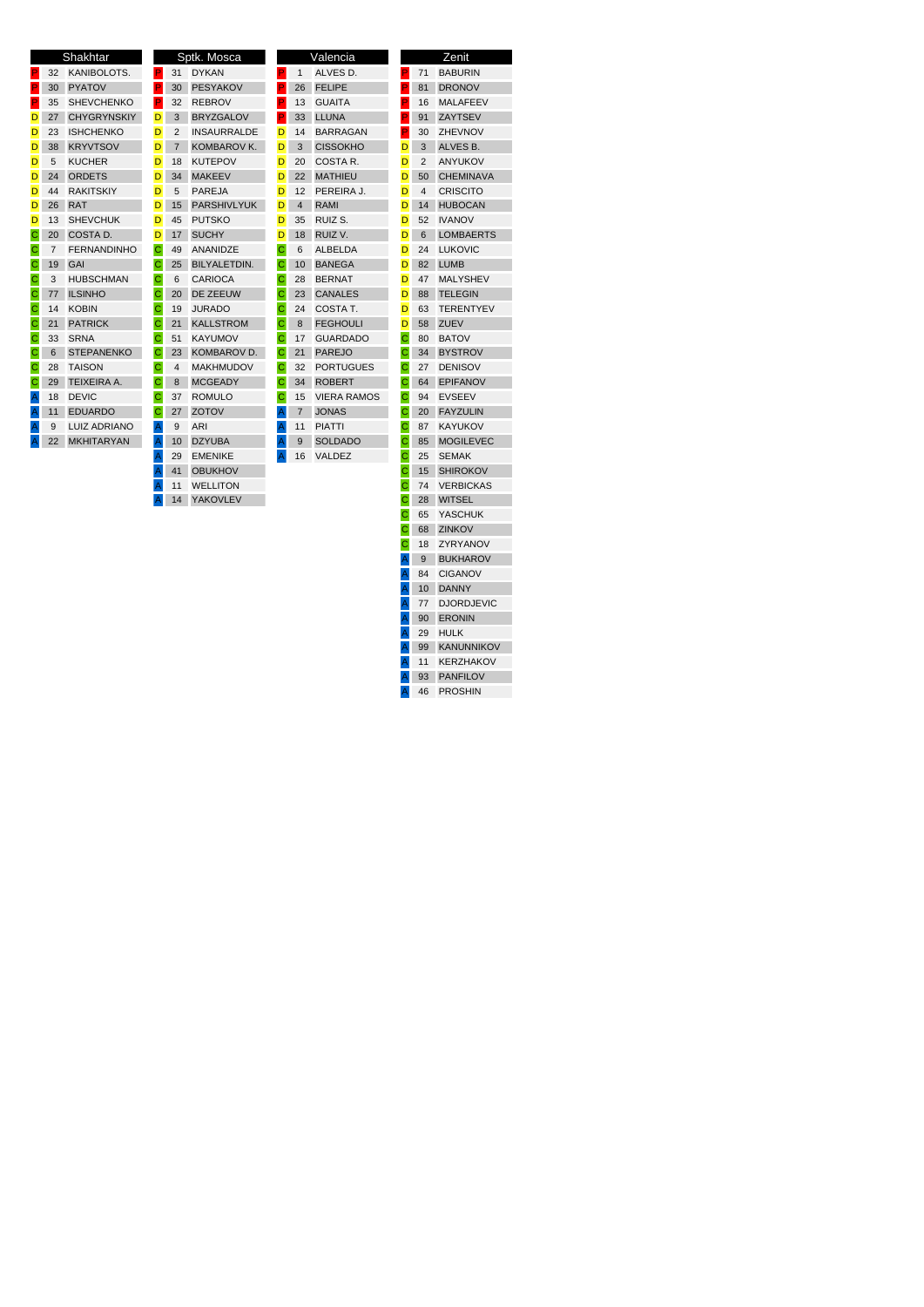| Shakhtar | | |
|---|---|---|
| P | 32 | KANIBOLOTS. |
| P | 30 | PYATOV |
| P | 35 | SHEVCHENKO |
| D | 27 | CHYGRYNSKIY |
| D | 23 | ISHCHENKO |
| D | 38 | KRYVTSOV |
| D | 5 | KUCHER |
| D | 24 | ORDETS |
| D | 44 | RAKITSKIY |
| D | 26 | RAT |
| D | 13 | SHEVCHUK |
| C | 20 | COSTA D. |
| C | 7 | FERNANDINHO |
| C | 19 | GAI |
| C | 3 | HUBSCHMAN |
| C | 77 | ILSINHO |
| C | 14 | KOBIN |
| C | 21 | PATRICK |
| C | 33 | SRNA |
| C | 6 | STEPANENKO |
| C | 28 | TAISON |
| C | 29 | TEIXEIRA A. |
| A | 18 | DEVIC |
| A | 11 | EDUARDO |
| A | 9 | LUIZ ADRIANO |
| A | 22 | MKHITARYAN |

| Sptk. Mosca | | |
|---|---|---|
| P | 31 | DYKAN |
| P | 30 | PESYAKOV |
| P | 32 | REBROV |
| D | 3 | BRYZGALOV |
| D | 2 | INSAURRALDE |
| D | 7 | KOMBAROV K. |
| D | 18 | KUTEPOV |
| D | 34 | MAKEEV |
| D | 5 | PAREJA |
| D | 15 | PARSHIVLYUK |
| D | 45 | PUTSKO |
| D | 17 | SUCHY |
| C | 49 | ANANIDZE |
| C | 25 | BILYALETDIN. |
| C | 6 | CARIOCA |
| C | 20 | DE ZEEUW |
| C | 19 | JURADO |
| C | 21 | KALLSTROM |
| C | 51 | KAYUMOV |
| C | 23 | KOMBAROV D. |
| C | 4 | MAKHMUDOV |
| C | 8 | MCGEADY |
| C | 37 | ROMULO |
| C | 27 | ZOTOV |
| A | 9 | ARI |
| A | 10 | DZYUBA |
| A | 29 | EMENIKE |
| A | 41 | OBUKHOV |
| A | 11 | WELLITON |
| A | 14 | YAKOVLEV |

| Valencia | | |
|---|---|---|
| P | 1 | ALVES D. |
| P | 26 | FELIPE |
| P | 13 | GUAITA |
| P | 33 | LLUNA |
| D | 14 | BARRAGAN |
| D | 3 | CISSOKHO |
| D | 20 | COSTA R. |
| D | 22 | MATHIEU |
| D | 12 | PEREIRA J. |
| D | 4 | RAMI |
| D | 35 | RUIZ S. |
| D | 18 | RUIZ V. |
| C | 6 | ALBELDA |
| C | 10 | BANEGA |
| C | 28 | BERNAT |
| C | 23 | CANALES |
| C | 24 | COSTA T. |
| C | 8 | FEGHOULI |
| C | 17 | GUARDADO |
| C | 21 | PAREJO |
| C | 32 | PORTUGUES |
| C | 34 | ROBERT |
| C | 15 | VIERA RAMOS |
| A | 7 | JONAS |
| A | 11 | PIATTI |
| A | 9 | SOLDADO |
| A | 16 | VALDEZ |

| Zenit | | |
|---|---|---|
| P | 71 | BABURIN |
| P | 81 | DRONOV |
| P | 16 | MALAFEEV |
| P | 91 | ZAYTSEV |
| P | 30 | ZHEVNOV |
| D | 3 | ALVES B. |
| D | 2 | ANYUKOV |
| D | 50 | CHEMINAVA |
| D | 4 | CRISCITO |
| D | 14 | HUBOCAN |
| D | 52 | IVANOV |
| D | 6 | LOMBAERTS |
| D | 24 | LUKOVIC |
| D | 82 | LUMB |
| D | 47 | MALYSHEV |
| D | 88 | TELEGIN |
| D | 63 | TERENTYEV |
| D | 58 | ZUEV |
| C | 80 | BATOV |
| C | 34 | BYSTROV |
| C | 27 | DENISOV |
| C | 64 | EPIFANOV |
| C | 94 | EVSEEV |
| C | 20 | FAYZULIN |
| C | 87 | KAYUKOV |
| C | 85 | MOGILEVEC |
| C | 25 | SEMAK |
| C | 15 | SHIROKOV |
| C | 74 | VERBICKAS |
| C | 28 | WITSEL |
| C | 65 | YASCHUK |
| C | 68 | ZINKOV |
| C | 18 | ZYRYANOV |
| A | 9 | BUKHAROV |
| A | 84 | CIGANOV |
| A | 10 | DANNY |
| A | 77 | DJORDJEVIC |
| A | 90 | ERONIN |
| A | 29 | HULK |
| A | 99 | KANUNNIKOV |
| A | 11 | KERZHAKOV |
| A | 93 | PANFILOV |
| A | 46 | PROSHIN |